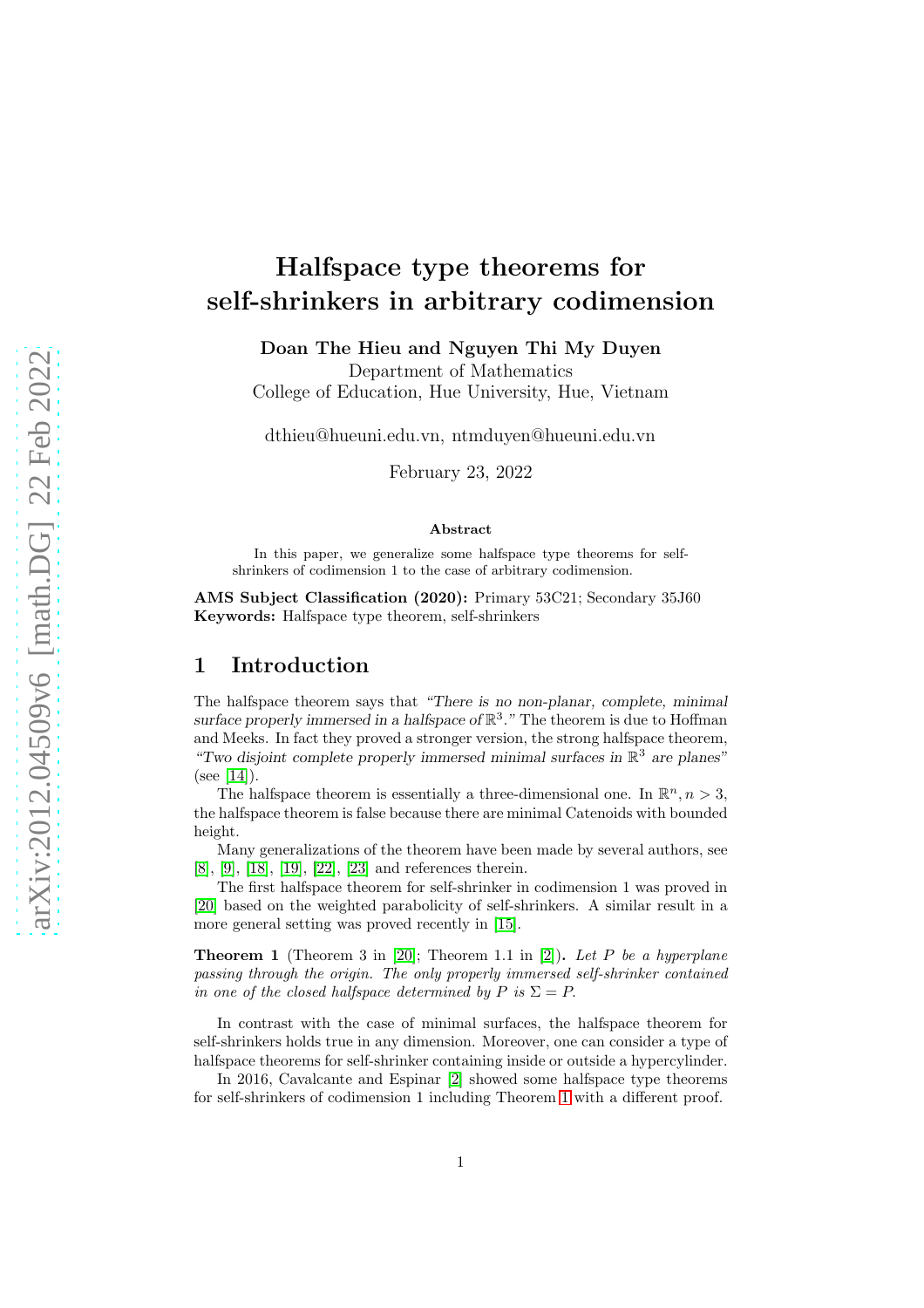# Halfspace type theorems for self-shrinkers in arbitrary codimension

**Doan The Hieu and Nguyen Thi My Duyen**
Department of Mathematics
College of Education, Hue University, Hue, Vietnam

dthieu@hueuni.edu.vn, ntmduyen@hueuni.edu.vn

February 23, 2022

### Abstract

In this paper, we generalize some halfspace type theorems for self-shrinkers of codimension 1 to the case of arbitrary codimension.

**AMS Subject Classification (2020):** Primary 53C21; Secondary 35J60
**Keywords:** Halfspace type theorem, self-shrinkers

## 1 Introduction

The halfspace theorem says that *"There is no non-planar, complete, minimal surface properly immersed in a halfspace of $\mathbb{R}^3$."* The theorem is due to Hoffman and Meeks. In fact they proved a stronger version, the strong halfspace theorem, *"Two disjoint complete properly immersed minimal surfaces in $\mathbb{R}^3$ are planes"* (see [14]).

The halfspace theorem is essentially a three-dimensional one. In $\mathbb{R}^n, n > 3$, the halfspace theorem is false because there are minimal Catenoids with bounded height.

Many generalizations of the theorem have been made by several authors, see [8], [9], [18], [19], [22], [23] and references therein.

The first halfspace theorem for self-shrinker in codimension 1 was proved in [20] based on the weighted parabolicity of self-shrinkers. A similar result in a more general setting was proved recently in [15].

**Theorem 1** (Theorem 3 in [20]; Theorem 1.1 in [2])**.** *Let $P$ be a hyperplane passing through the origin. The only properly immersed self-shrinker contained in one of the closed halfspace determined by $P$ is $\Sigma = P$.*

In contrast with the case of minimal surfaces, the halfspace theorem for self-shrinkers holds true in any dimension. Moreover, one can consider a type of halfspace theorems for self-shrinker containing inside or outside a hypercylinder.

In 2016, Cavalcante and Espinar [2] showed some halfspace type theorems for self-shrinkers of codimension 1 including Theorem 1 with a different proof.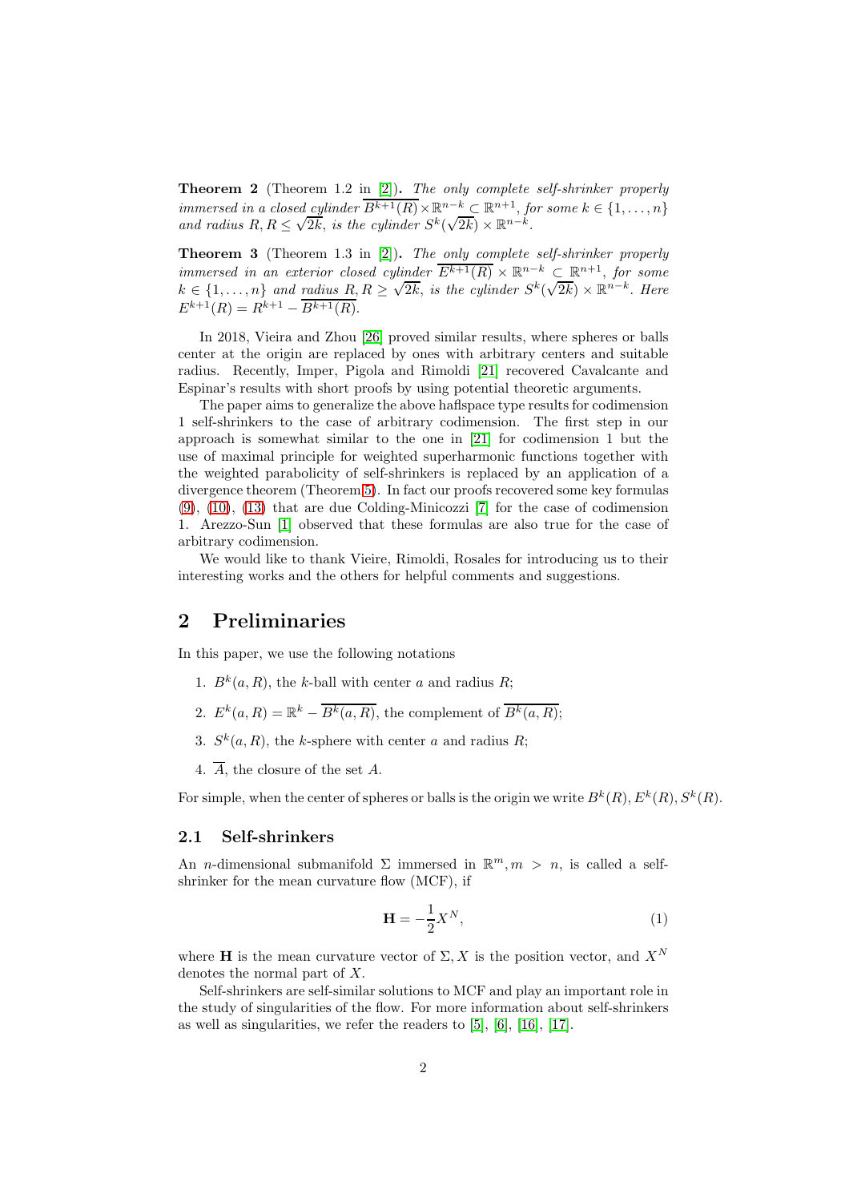**Theorem 2** (Theorem 1.2 in [2])**.** *The only complete self-shrinker properly immersed in a closed cylinder $\overline{B^{k+1}(R)} \times \mathbb{R}^{n-k} \subset \mathbb{R}^{n+1}$, for some $k \in \{1, \dots, n\}$ and radius $R, R \leq \sqrt{2k}$, is the cylinder $S^k(\sqrt{2k}) \times \mathbb{R}^{n-k}$.*

**Theorem 3** (Theorem 1.3 in [2])**.** *The only complete self-shrinker properly immersed in an exterior closed cylinder $\overline{E^{k+1}(R)} \times \mathbb{R}^{n-k} \subset \mathbb{R}^{n+1}$, for some $k \in \{1, \dots, n\}$ and radius $R, R \geq \sqrt{2k}$, is the cylinder $S^k(\sqrt{2k}) \times \mathbb{R}^{n-k}$. Here $E^{k+1}(R) = R^{k+1} - \overline{B^{k+1}(R)}$.*

In 2018, Vieira and Zhou [26] proved similar results, where spheres or balls center at the origin are replaced by ones with arbitrary centers and suitable radius. Recently, Imper, Pigola and Rimoldi [21] recovered Cavalcante and Espinar's results with short proofs by using potential theoretic arguments.

The paper aims to generalize the above haflspace type results for codimension 1 self-shrinkers to the case of arbitrary codimension. The first step in our approach is somewhat similar to the one in [21] for codimension 1 but the use of maximal principle for weighted superharmonic functions together with the weighted parabolicity of self-shrinkers is replaced by an application of a divergence theorem (Theorem 5). In fact our proofs recovered some key formulas (9), (10), (13) that are due Colding-Minicozzi [7] for the case of codimension 1. Arezzo-Sun [1] observed that these formulas are also true for the case of arbitrary codimension.

We would like to thank Vieire, Rimoldi, Rosales for introducing us to their interesting works and the others for helpful comments and suggestions.

## 2 Preliminaries

In this paper, we use the following notations

1. $B^k(a, R)$, the $k$-ball with center $a$ and radius $R$;
2. $E^k(a, R) = \mathbb{R}^k - \overline{B^k(a, R)}$, the complement of $\overline{B^k(a, R)}$;
3. $S^k(a, R)$, the $k$-sphere with center $a$ and radius $R$;
4. $\overline{A}$, the closure of the set $A$.

For simple, when the center of spheres or balls is the origin we write $B^k(R), E^k(R), S^k(R)$.

### 2.1 Self-shrinkers

An $n$-dimensional submanifold $\Sigma$ immersed in $\mathbb{R}^m, m > n$, is called a self-shrinker for the mean curvature flow (MCF), if

$$\mathbf{H} = -\frac{1}{2} X^N, \tag{1}$$

where $\mathbf{H}$ is the mean curvature vector of $\Sigma, X$ is the position vector, and $X^N$ denotes the normal part of $X$.

Self-shrinkers are self-similar solutions to MCF and play an important role in the study of singularities of the flow. For more information about self-shrinkers as well as singularities, we refer the readers to [5], [6], [16], [17].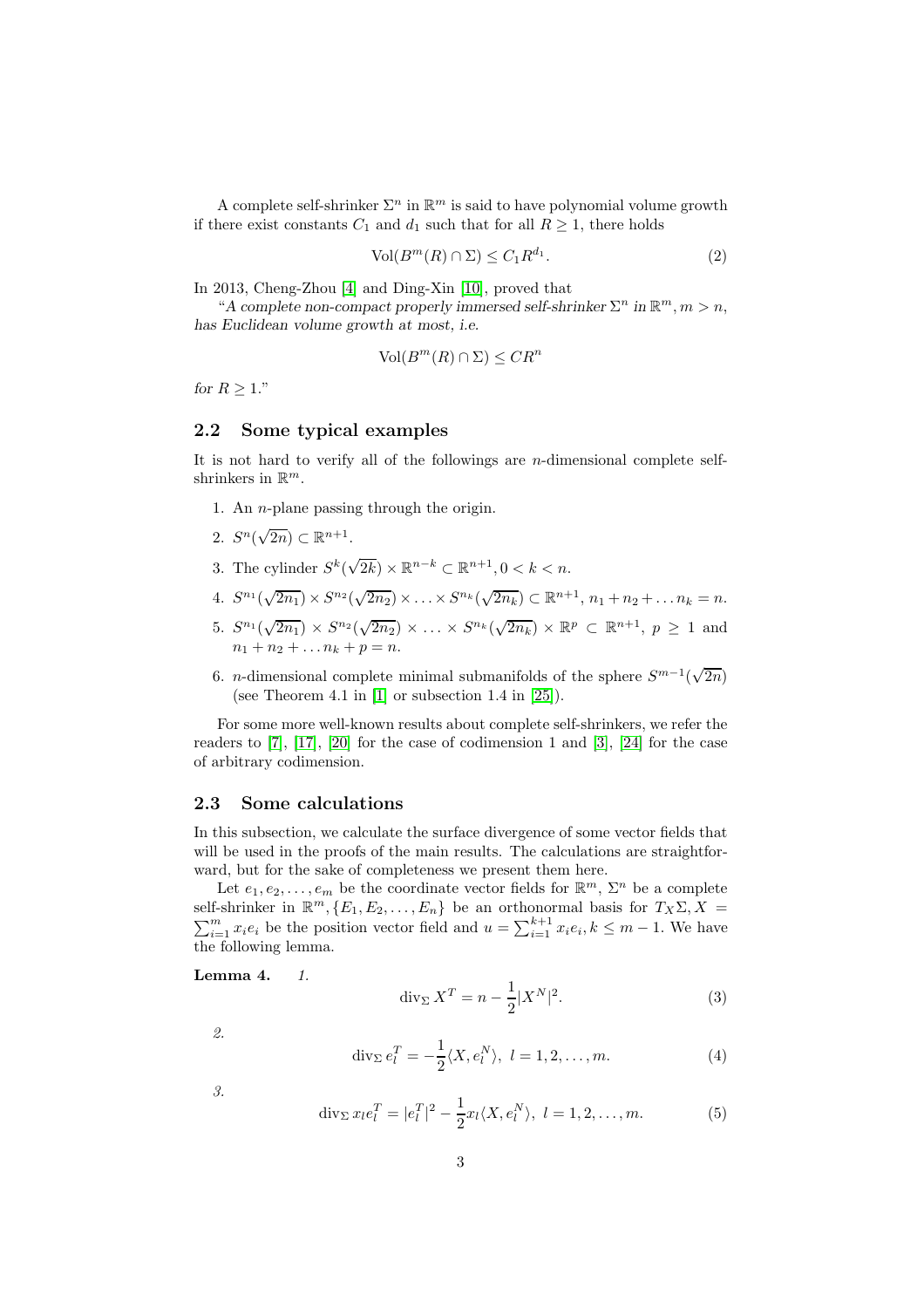A complete self-shrinker $\Sigma^n$ in $\mathbb{R}^m$ is said to have polynomial volume growth if there exist constants $C_1$ and $d_1$ such that for all $R \geq 1$, there holds

$$\operatorname{Vol}(B^m(R) \cap \Sigma) \leq C_1 R^{d_1}. \tag{2}$$

In 2013, Cheng-Zhou [4] and Ding-Xin [10], proved that

"*A complete non-compact properly immersed self-shrinker $\Sigma^n$ in $\mathbb{R}^m, m > n$, has Euclidean volume growth at most, i.e.*

$$\operatorname{Vol}(B^m(R) \cap \Sigma) \leq C R^n$$

*for $R \geq 1$.*"

## 2.2 Some typical examples

It is not hard to verify all of the followings are $n$-dimensional complete self-shrinkers in $\mathbb{R}^m$.

1. An $n$-plane passing through the origin.
2. $S^n(\sqrt{2n}) \subset \mathbb{R}^{n+1}$.
3. The cylinder $S^k(\sqrt{2k}) \times \mathbb{R}^{n-k} \subset \mathbb{R}^{n+1}, 0 < k < n$.
4. $S^{n_1}(\sqrt{2n_1}) \times S^{n_2}(\sqrt{2n_2}) \times \ldots \times S^{n_k}(\sqrt{2n_k}) \subset \mathbb{R}^{n+1}$, $n_1 + n_2 + \ldots n_k = n$.
5. $S^{n_1}(\sqrt{2n_1}) \times S^{n_2}(\sqrt{2n_2}) \times \ldots \times S^{n_k}(\sqrt{2n_k}) \times \mathbb{R}^p \subset \mathbb{R}^{n+1}$, $p \geq 1$ and $n_1 + n_2 + \ldots n_k + p = n$.
6. $n$-dimensional complete minimal submanifolds of the sphere $S^{m-1}(\sqrt{2n})$ (see Theorem 4.1 in [1] or subsection 1.4 in [25]).

For some more well-known results about complete self-shrinkers, we refer the readers to [7], [17], [20] for the case of codimension 1 and [3], [24] for the case of arbitrary codimension.

## 2.3 Some calculations

In this subsection, we calculate the surface divergence of some vector fields that will be used in the proofs of the main results. The calculations are straightforward, but for the sake of completeness we present them here.

Let $e_1, e_2, \ldots, e_m$ be the coordinate vector fields for $\mathbb{R}^m$, $\Sigma^n$ be a complete self-shrinker in $\mathbb{R}^m, \{E_1, E_2, \ldots, E_n\}$ be an orthonormal basis for $T_X\Sigma, X = \sum_{i=1}^m x_i e_i$ be the position vector field and $u = \sum_{i=1}^{k+1} x_i e_i, k \leq m-1$. We have the following lemma.

**Lemma 4.** *1.*

$$\operatorname{div}_\Sigma X^T = n - \frac{1}{2}|X^N|^2. \tag{3}$$

*2.*

$$\operatorname{div}_\Sigma e_l^T = -\frac{1}{2}\langle X, e_l^N\rangle,\ l = 1, 2, \ldots, m. \tag{4}$$

*3.*

$$\operatorname{div}_\Sigma x_l e_l^T = |e_l^T|^2 - \frac{1}{2}x_l\langle X, e_l^N\rangle,\ l = 1, 2, \ldots, m. \tag{5}$$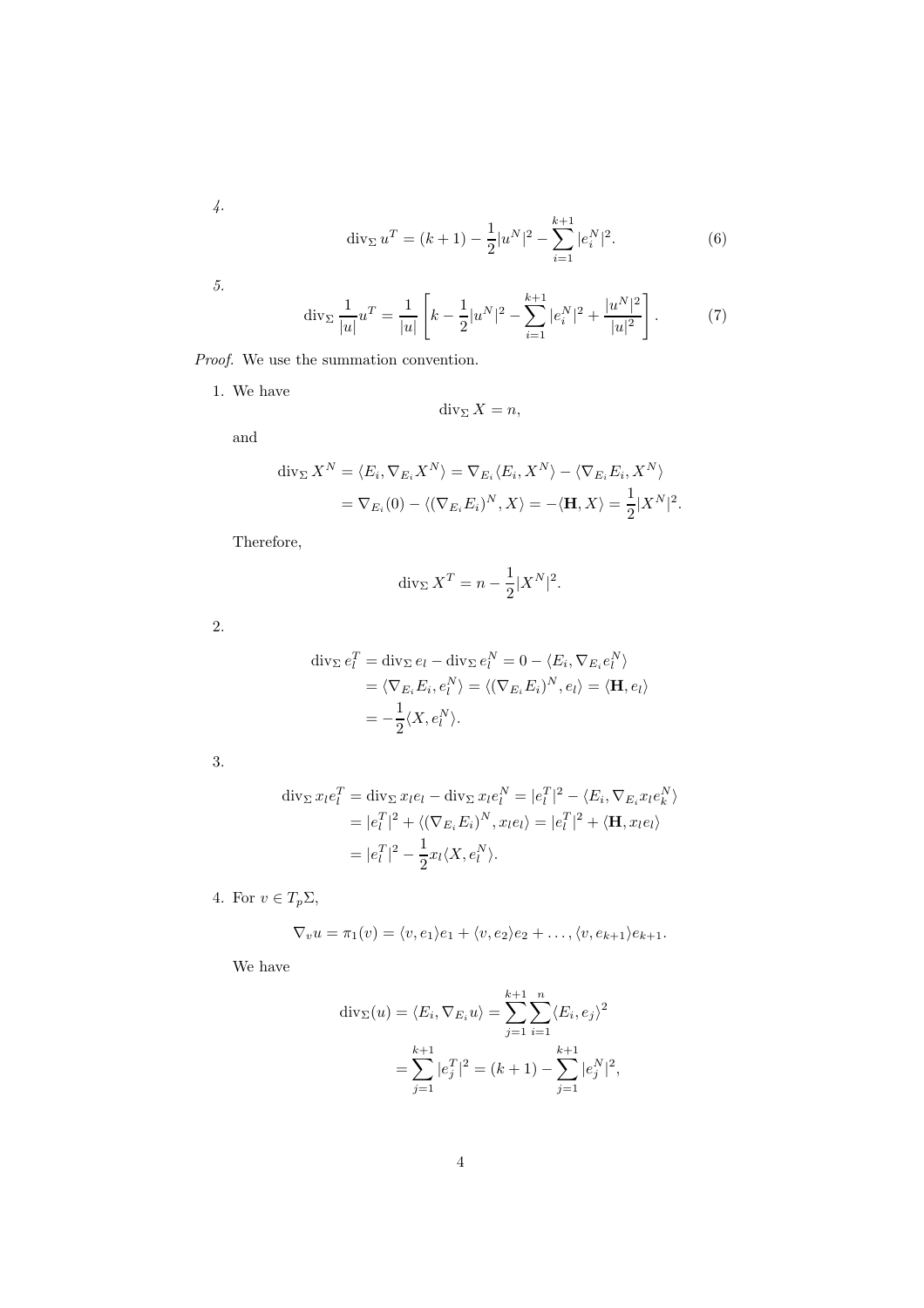*4.*

$$\operatorname{div}_\Sigma u^T = (k+1) - \frac{1}{2}|u^N|^2 - \sum_{i=1}^{k+1} |e_i^N|^2. \tag{6}$$

*5.*

$$\operatorname{div}_\Sigma \frac{1}{|u|} u^T = \frac{1}{|u|}\left[k - \frac{1}{2}|u^N|^2 - \sum_{i=1}^{k+1} |e_i^N|^2 + \frac{|u^N|^2}{|u|^2}\right]. \tag{7}$$

*Proof.* We use the summation convention.

1. We have

$$\operatorname{div}_\Sigma X = n,$$

and

$$\begin{aligned}
\operatorname{div}_\Sigma X^N &= \langle E_i, \nabla_{E_i} X^N\rangle = \nabla_{E_i}\langle E_i, X^N\rangle - \langle \nabla_{E_i} E_i, X^N\rangle \\
&= \nabla_{E_i}(0) - \langle (\nabla_{E_i} E_i)^N, X\rangle = -\langle \mathbf{H}, X\rangle = \frac{1}{2}|X^N|^2.
\end{aligned}$$

Therefore,

$$\operatorname{div}_\Sigma X^T = n - \frac{1}{2}|X^N|^2.$$

2.

$$\begin{aligned}
\operatorname{div}_\Sigma e_l^T &= \operatorname{div}_\Sigma e_l - \operatorname{div}_\Sigma e_l^N = 0 - \langle E_i, \nabla_{E_i} e_l^N\rangle \\
&= \langle \nabla_{E_i} E_i, e_l^N\rangle = \langle (\nabla_{E_i} E_i)^N, e_l\rangle = \langle \mathbf{H}, e_l\rangle \\
&= -\frac{1}{2}\langle X, e_l^N\rangle.
\end{aligned}$$

3.

$$\begin{aligned}
\operatorname{div}_\Sigma x_l e_l^T &= \operatorname{div}_\Sigma x_l e_l - \operatorname{div}_\Sigma x_l e_l^N = |e_l^T|^2 - \langle E_i, \nabla_{E_i} x_l e_k^N\rangle \\
&= |e_l^T|^2 + \langle (\nabla_{E_i} E_i)^N, x_l e_l\rangle = |e_l^T|^2 + \langle \mathbf{H}, x_l e_l\rangle \\
&= |e_l^T|^2 - \frac{1}{2} x_l \langle X, e_l^N\rangle.
\end{aligned}$$

4. For $v \in T_p\Sigma$,

$$\nabla_v u = \pi_1(v) = \langle v, e_1\rangle e_1 + \langle v, e_2\rangle e_2 + \ldots, \langle v, e_{k+1}\rangle e_{k+1}.$$

We have

$$\begin{aligned}
\operatorname{div}_\Sigma(u) &= \langle E_i, \nabla_{E_i} u\rangle = \sum_{j=1}^{k+1}\sum_{i=1}^{n} \langle E_i, e_j\rangle^2 \\
&= \sum_{j=1}^{k+1} |e_j^T|^2 = (k+1) - \sum_{j=1}^{k+1} |e_j^N|^2,
\end{aligned}$$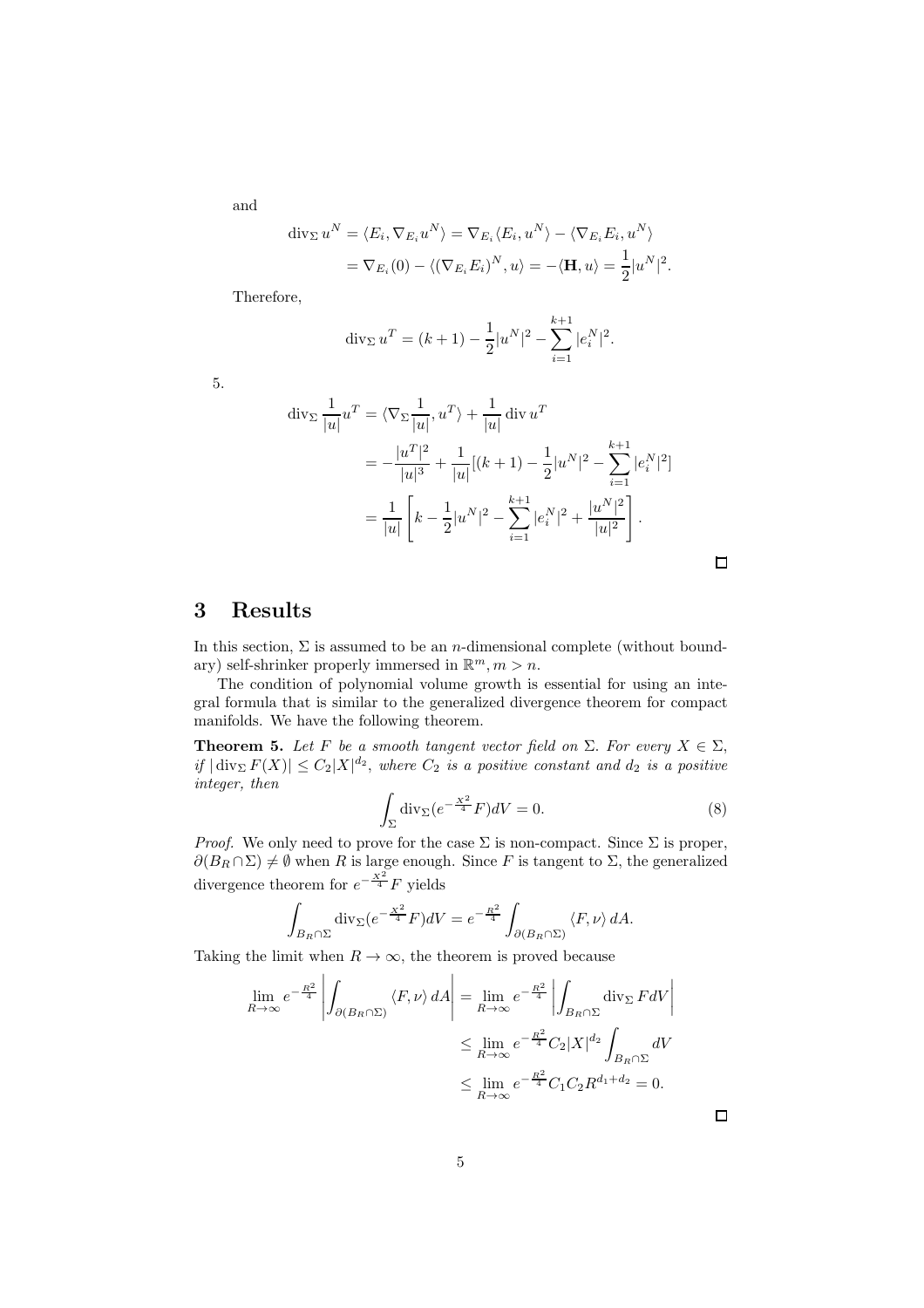and

$$\begin{aligned}
\operatorname{div}_\Sigma u^N &= \langle E_i, \nabla_{E_i} u^N\rangle = \nabla_{E_i}\langle E_i, u^N\rangle - \langle \nabla_{E_i} E_i, u^N\rangle \\
&= \nabla_{E_i}(0) - \langle (\nabla_{E_i} E_i)^N, u\rangle = -\langle \mathbf{H}, u\rangle = \frac{1}{2}|u^N|^2.
\end{aligned}$$

Therefore,

$$\operatorname{div}_\Sigma u^T = (k+1) - \frac{1}{2}|u^N|^2 - \sum_{i=1}^{k+1}|e_i^N|^2.$$

5.

$$\begin{aligned}
\operatorname{div}_\Sigma \frac{1}{|u|}u^T &= \langle \nabla_\Sigma \frac{1}{|u|}, u^T\rangle + \frac{1}{|u|}\operatorname{div} u^T \\
&= -\frac{|u^T|^2}{|u|^3} + \frac{1}{|u|}[(k+1) - \frac{1}{2}|u^N|^2 - \sum_{i=1}^{k+1}|e_i^N|^2] \\
&= \frac{1}{|u|}\left[k - \frac{1}{2}|u^N|^2 - \sum_{i=1}^{k+1}|e_i^N|^2 + \frac{|u^N|^2}{|u|^2}\right].
\end{aligned}$$

□

# 3 Results

In this section, $\Sigma$ is assumed to be an $n$-dimensional complete (without boundary) self-shrinker properly immersed in $\mathbb{R}^m, m > n$.

The condition of polynomial volume growth is essential for using an integral formula that is similar to the generalized divergence theorem for compact manifolds. We have the following theorem.

**Theorem 5.** *Let $F$ be a smooth tangent vector field on $\Sigma$. For every $X \in \Sigma$, if $|\operatorname{div}_\Sigma F(X)| \le C_2|X|^{d_2}$, where $C_2$ is a positive constant and $d_2$ is a positive integer, then*

$$\int_\Sigma \operatorname{div}_\Sigma (e^{-\frac{X^2}{4}}F)dV = 0. \tag{8}$$

*Proof.* We only need to prove for the case $\Sigma$ is non-compact. Since $\Sigma$ is proper, $\partial(B_R \cap \Sigma) \neq \emptyset$ when $R$ is large enough. Since $F$ is tangent to $\Sigma$, the generalized divergence theorem for $e^{-\frac{X^2}{4}}F$ yields

$$\int_{B_R\cap\Sigma} \operatorname{div}_\Sigma (e^{-\frac{X^2}{4}}F)dV = e^{-\frac{R^2}{4}}\int_{\partial(B_R\cap\Sigma)}\langle F, \nu\rangle\, dA.$$

Taking the limit when $R \to \infty$, the theorem is proved because

$$\begin{aligned}
\lim_{R\to\infty} e^{-\frac{R^2}{4}}\left|\int_{\partial(B_R\cap\Sigma)}\langle F,\nu\rangle\, dA\right| &= \lim_{R\to\infty} e^{-\frac{R^2}{4}}\left|\int_{B_R\cap\Sigma}\operatorname{div}_\Sigma F dV\right| \\
&\le \lim_{R\to\infty} e^{-\frac{R^2}{4}} C_2|X|^{d_2}\int_{B_R\cap\Sigma} dV \\
&\le \lim_{R\to\infty} e^{-\frac{R^2}{4}} C_1C_2R^{d_1+d_2} = 0.
\end{aligned}$$

□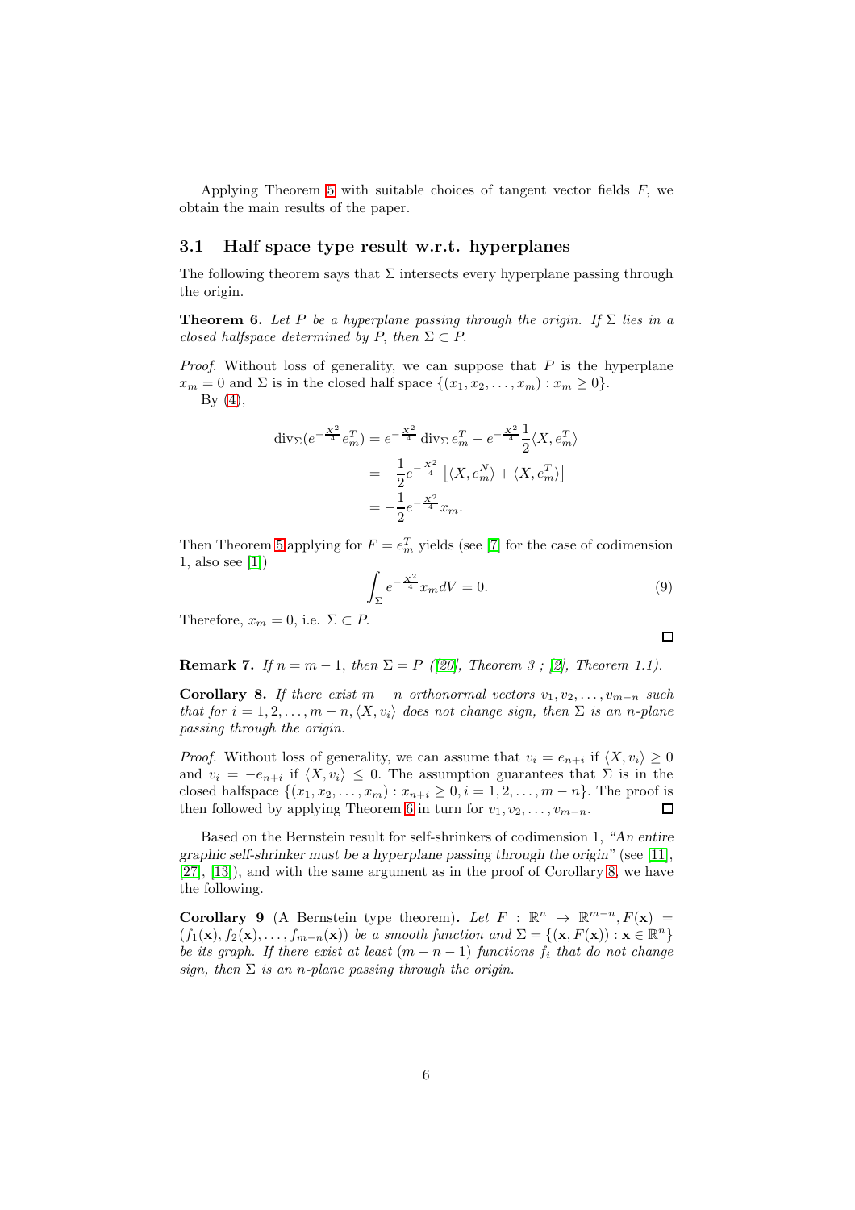Applying Theorem 5 with suitable choices of tangent vector fields $F$, we obtain the main results of the paper.

### 3.1 Half space type result w.r.t. hyperplanes

The following theorem says that $\Sigma$ intersects every hyperplane passing through the origin.

**Theorem 6.** *Let $P$ be a hyperplane passing through the origin. If $\Sigma$ lies in a closed halfspace determined by $P$, then $\Sigma \subset P$.*

*Proof.* Without loss of generality, we can suppose that $P$ is the hyperplane $x_m = 0$ and $\Sigma$ is in the closed half space $\{(x_1, x_2, \ldots, x_m) : x_m \geq 0\}$.

By (4),

$$
\begin{aligned}
\operatorname{div}_\Sigma(e^{-\frac{X^2}{4}} e_m^T) &= e^{-\frac{X^2}{4}} \operatorname{div}_\Sigma e_m^T - e^{-\frac{X^2}{4}} \frac{1}{2} \langle X, e_m^T \rangle \\
&= -\frac{1}{2} e^{-\frac{X^2}{4}} \left[ \langle X, e_m^N \rangle + \langle X, e_m^T \rangle \right] \\
&= -\frac{1}{2} e^{-\frac{X^2}{4}} x_m.
\end{aligned}
$$

Then Theorem 5 applying for $F = e_m^T$ yields (see [7] for the case of codimension 1, also see [1])

$$
\int_\Sigma e^{-\frac{X^2}{4}} x_m dV = 0. \tag{9}
$$

Therefore, $x_m = 0$, i.e. $\Sigma \subset P$. ∎

**Remark 7.** *If $n = m - 1$, then $\Sigma = P$ ([20], Theorem 3 ; [2], Theorem 1.1).*

**Corollary 8.** *If there exist $m - n$ orthonormal vectors $v_1, v_2, \ldots, v_{m-n}$ such that for $i = 1, 2, \ldots, m - n$, $\langle X, v_i \rangle$ does not change sign, then $\Sigma$ is an $n$-plane passing through the origin.*

*Proof.* Without loss of generality, we can assume that $v_i = e_{n+i}$ if $\langle X, v_i \rangle \geq 0$ and $v_i = -e_{n+i}$ if $\langle X, v_i \rangle \leq 0$. The assumption guarantees that $\Sigma$ is in the closed halfspace $\{(x_1, x_2, \ldots, x_m) : x_{n+i} \geq 0, i = 1, 2, \ldots, m - n\}$. The proof is then followed by applying Theorem 6 in turn for $v_1, v_2, \ldots, v_{m-n}$. ∎

Based on the Bernstein result for self-shrinkers of codimension 1, *"An entire graphic self-shrinker must be a hyperplane passing through the origin"* (see [11], [27], [13]), and with the same argument as in the proof of Corollary 8, we have the following.

**Corollary 9** (A Bernstein type theorem)**.** *Let $F : \mathbb{R}^n \to \mathbb{R}^{m-n}, F(\mathbf{x}) = (f_1(\mathbf{x}), f_2(\mathbf{x}), \ldots, f_{m-n}(\mathbf{x}))$ be a smooth function and $\Sigma = \{(\mathbf{x}, F(\mathbf{x})) : \mathbf{x} \in \mathbb{R}^n\}$ be its graph. If there exist at least $(m - n - 1)$ functions $f_i$ that do not change sign, then $\Sigma$ is an $n$-plane passing through the origin.*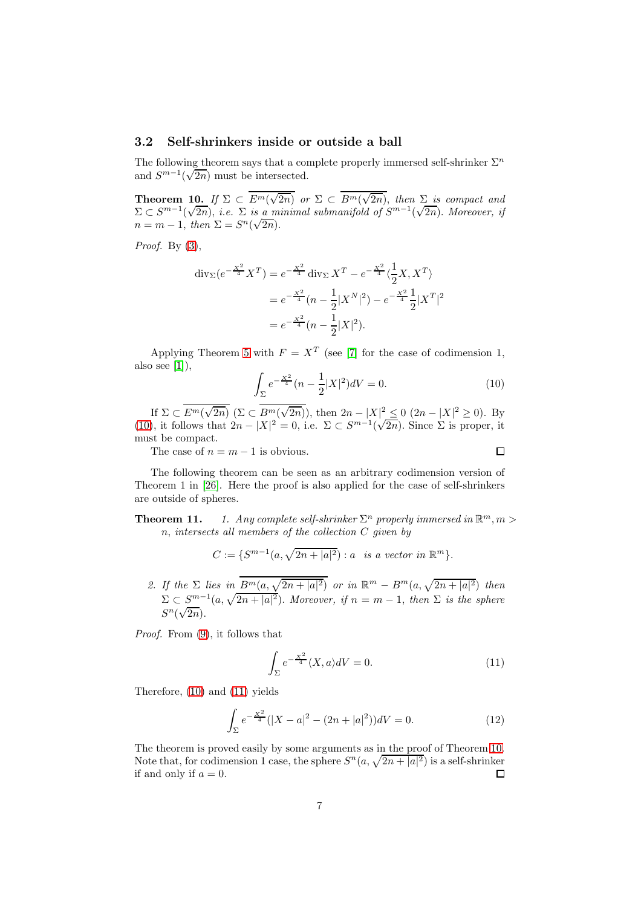### 3.2 Self-shrinkers inside or outside a ball

The following theorem says that a complete properly immersed self-shrinker $\Sigma^n$ and $S^{m-1}(\sqrt{2n})$ must be intersected.

**Theorem 10.** *If $\Sigma \subset \overline{E^m(\sqrt{2n})}$ or $\Sigma \subset \overline{B^m(\sqrt{2n})}$, then $\Sigma$ is compact and $\Sigma \subset S^{m-1}(\sqrt{2n})$, i.e. $\Sigma$ is a minimal submanifold of $S^{m-1}(\sqrt{2n})$. Moreover, if $n = m-1$, then $\Sigma = S^n(\sqrt{2n})$.*

*Proof.* By (3),

$$
\begin{aligned}
\operatorname{div}_\Sigma(e^{-\frac{X^2}{4}}X^T) &= e^{-\frac{X^2}{4}}\operatorname{div}_\Sigma X^T - e^{-\frac{X^2}{4}}\langle \frac{1}{2}X, X^T\rangle \\
&= e^{-\frac{X^2}{4}}(n - \frac{1}{2}|X^N|^2) - e^{-\frac{X^2}{4}}\frac{1}{2}|X^T|^2 \\
&= e^{-\frac{X^2}{4}}(n - \frac{1}{2}|X|^2).
\end{aligned}
$$

Applying Theorem 5 with $F = X^T$ (see [7] for the case of codimension 1, also see [1]),

$$
\int_\Sigma e^{-\frac{X^2}{4}}(n - \frac{1}{2}|X|^2)dV = 0. \tag{10}
$$

If $\Sigma \subset \overline{E^m(\sqrt{2n})}$ ($\Sigma \subset \overline{B^m(\sqrt{2n})}$), then $2n - |X|^2 \leq 0$ ($2n - |X|^2 \geq 0$). By (10), it follows that $2n - |X|^2 = 0$, i.e. $\Sigma \subset S^{m-1}(\sqrt{2n})$. Since $\Sigma$ is proper, it must be compact.

The case of $n = m-1$ is obvious. □

The following theorem can be seen as an arbitrary codimension version of Theorem 1 in [26]. Here the proof is also applied for the case of self-shrinkers are outside of spheres.

**Theorem 11.**

1. *Any complete self-shrinker $\Sigma^n$ properly immersed in $\mathbb{R}^m, m > n$, intersects all members of the collection $C$ given by*

$$
C := \{S^{m-1}(a, \sqrt{2n + |a|^2}) : a \quad \text{is a vector in } \mathbb{R}^m\}.
$$

2. *If the $\Sigma$ lies in $\overline{B^m(a, \sqrt{2n + |a|^2})}$ or in $\mathbb{R}^m - B^m(a, \sqrt{2n + |a|^2})$ then $\Sigma \subset S^{m-1}(a, \sqrt{2n + |a|^2})$. Moreover, if $n = m-1$, then $\Sigma$ is the sphere $S^n(\sqrt{2n})$.*

*Proof.* From (9), it follows that

$$
\int_\Sigma e^{-\frac{X^2}{4}}\langle X, a\rangle dV = 0. \tag{11}
$$

Therefore, (10) and (11) yields

$$
\int_\Sigma e^{-\frac{X^2}{4}}(|X - a|^2 - (2n + |a|^2))dV = 0. \tag{12}
$$

The theorem is proved easily by some arguments as in the proof of Theorem 10. Note that, for codimension 1 case, the sphere $S^n(a, \sqrt{2n + |a|^2})$ is a self-shrinker if and only if $a = 0$. □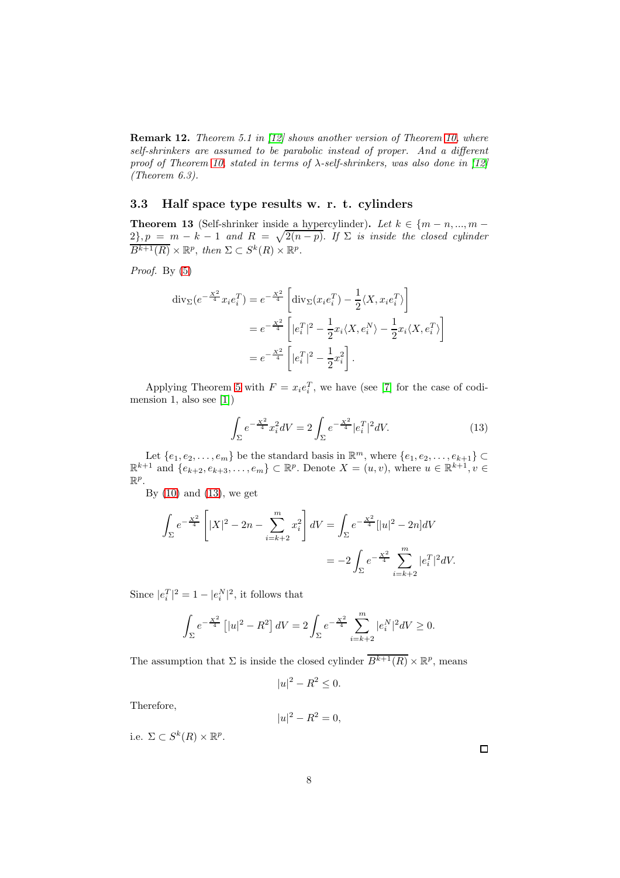**Remark 12.** *Theorem 5.1 in [12] shows another version of Theorem 10, where self-shrinkers are assumed to be parabolic instead of proper. And a different proof of Theorem 10, stated in terms of $\lambda$-self-shrinkers, was also done in [12] (Theorem 6.3).*

### 3.3 Half space type results w. r. t. cylinders

**Theorem 13** (Self-shrinker inside a hypercylinder)**.** *Let $k \in \{m-n, ..., m-2\}, p = m-k-1$ and $R = \sqrt{2(n-p)}$. If $\Sigma$ is inside the closed cylinder $\overline{B^{k+1}(R)} \times \mathbb{R}^p$, then $\Sigma \subset S^k(R) \times \mathbb{R}^p$.*

*Proof.* By (5)

$$
\begin{aligned}
\operatorname{div}_\Sigma(e^{-\frac{X^2}{4}} x_i e_i^T) &= e^{-\frac{X^2}{4}} \left[ \operatorname{div}_\Sigma(x_i e_i^T) - \frac{1}{2}\langle X, x_i e_i^T \rangle \right] \\
&= e^{-\frac{X^2}{4}} \left[ |e_i^T|^2 - \frac{1}{2} x_i \langle X, e_i^N \rangle - \frac{1}{2} x_i \langle X, e_i^T \rangle \right] \\
&= e^{-\frac{X^2}{4}} \left[ |e_i^T|^2 - \frac{1}{2} x_i^2 \right].
\end{aligned}
$$

Applying Theorem 5 with $F = x_i e_i^T$, we have (see [7] for the case of codimension 1, also see [1])

$$
\int_\Sigma e^{-\frac{X^2}{4}} x_i^2 dV = 2 \int_\Sigma e^{-\frac{X^2}{4}} |e_i^T|^2 dV. \tag{13}
$$

Let $\{e_1, e_2, \ldots, e_m\}$ be the standard basis in $\mathbb{R}^m$, where $\{e_1, e_2, \ldots, e_{k+1}\} \subset \mathbb{R}^{k+1}$ and $\{e_{k+2}, e_{k+3}, \ldots, e_m\} \subset \mathbb{R}^p$. Denote $X = (u, v)$, where $u \in \mathbb{R}^{k+1}, v \in \mathbb{R}^p$.

By (10) and (13), we get

$$
\begin{aligned}
\int_\Sigma e^{-\frac{X^2}{4}} \left[ |X|^2 - 2n - \sum_{i=k+2}^m x_i^2 \right] dV &= \int_\Sigma e^{-\frac{X^2}{4}} [|u|^2 - 2n] dV \\
&= -2 \int_\Sigma e^{-\frac{X^2}{4}} \sum_{i=k+2}^m |e_i^T|^2 dV.
\end{aligned}
$$

Since $|e_i^T|^2 = 1 - |e_i^N|^2$, it follows that

$$
\int_\Sigma e^{-\frac{X^2}{4}} \left[ |u|^2 - R^2 \right] dV = 2 \int_\Sigma e^{-\frac{X^2}{4}} \sum_{i=k+2}^m |e_i^N|^2 dV \geq 0.
$$

The assumption that $\Sigma$ is inside the closed cylinder $\overline{B^{k+1}(R)} \times \mathbb{R}^p$, means

$$
|u|^2 - R^2 \leq 0.
$$

Therefore,

$$
|u|^2 - R^2 = 0,
$$

i.e. $\Sigma \subset S^k(R) \times \mathbb{R}^p$.

□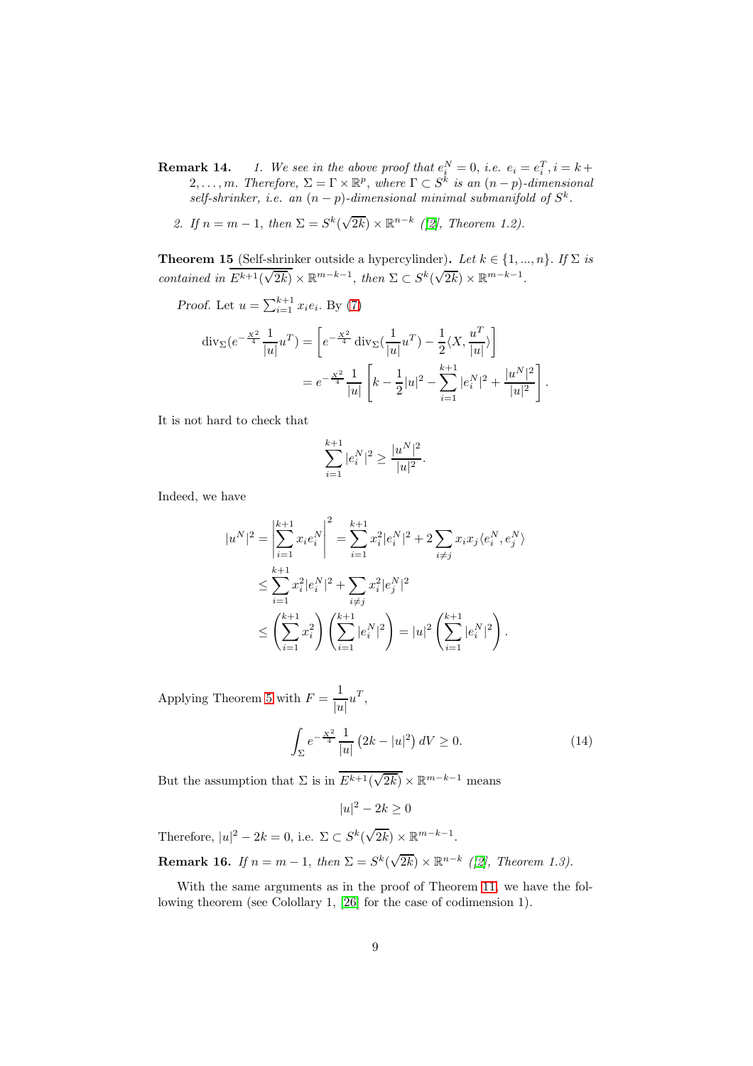**Remark 14.** *1. We see in the above proof that $e_i^N = 0$, i.e. $e_i = e_i^T, i = k+2, \dots, m$. Therefore, $\Sigma = \Gamma \times \mathbb{R}^p$, where $\Gamma \subset S^k$ is an $(n-p)$-dimensional self-shrinker, i.e. an $(n-p)$-dimensional minimal submanifold of $S^k$.*

*2. If $n = m-1$, then $\Sigma = S^k(\sqrt{2k}) \times \mathbb{R}^{n-k}$ ([2], Theorem 1.2).*

**Theorem 15** (Self-shrinker outside a hypercylinder)**.** *Let $k \in \{1, ..., n\}$. If $\Sigma$ is contained in $\overline{E^{k+1}(\sqrt{2k})} \times \mathbb{R}^{m-k-1}$, then $\Sigma \subset S^k(\sqrt{2k}) \times \mathbb{R}^{m-k-1}$.*

*Proof.* Let $u = \sum_{i=1}^{k+1} x_i e_i$. By (7)

$$\begin{aligned}
\operatorname{div}_\Sigma(e^{-\frac{X^2}{4}} \frac{1}{|u|} u^T) &= \left[ e^{-\frac{X^2}{4}} \operatorname{div}_\Sigma(\frac{1}{|u|} u^T) - \frac{1}{2} \langle X, \frac{u^T}{|u|} \rangle \right] \\
&= e^{-\frac{X^2}{4}} \frac{1}{|u|} \left[ k - \frac{1}{2}|u|^2 - \sum_{i=1}^{k+1} |e_i^N|^2 + \frac{|u^N|^2}{|u|^2} \right].
\end{aligned}$$

It is not hard to check that

$$\sum_{i=1}^{k+1} |e_i^N|^2 \geq \frac{|u^N|^2}{|u|^2}.$$

Indeed, we have

$$\begin{aligned}
|u^N|^2 = \left| \sum_{i=1}^{k+1} x_i e_i^N \right|^2 &= \sum_{i=1}^{k+1} x_i^2 |e_i^N|^2 + 2 \sum_{i \neq j} x_i x_j \langle e_i^N, e_j^N \rangle \\
&\leq \sum_{i=1}^{k+1} x_i^2 |e_i^N|^2 + \sum_{i \neq j} x_i^2 |e_j^N|^2 \\
&\leq \left( \sum_{i=1}^{k+1} x_i^2 \right) \left( \sum_{i=1}^{k+1} |e_i^N|^2 \right) = |u|^2 \left( \sum_{i=1}^{k+1} |e_i^N|^2 \right).
\end{aligned}$$

Applying Theorem 5 with $F = \dfrac{1}{|u|} u^T$,

$$\int_\Sigma e^{-\frac{X^2}{4}} \frac{1}{|u|} \left( 2k - |u|^2 \right) dV \geq 0. \tag{14}$$

But the assumption that $\Sigma$ is in $\overline{E^{k+1}(\sqrt{2k})} \times \mathbb{R}^{m-k-1}$ means

$$|u|^2 - 2k \geq 0$$

Therefore, $|u|^2 - 2k = 0$, i.e. $\Sigma \subset S^k(\sqrt{2k}) \times \mathbb{R}^{m-k-1}$.

**Remark 16.** *If $n = m-1$, then $\Sigma = S^k(\sqrt{2k}) \times \mathbb{R}^{n-k}$ ([2], Theorem 1.3).*

With the same arguments as in the proof of Theorem 11, we have the following theorem (see Colollary 1, [26] for the case of codimension 1).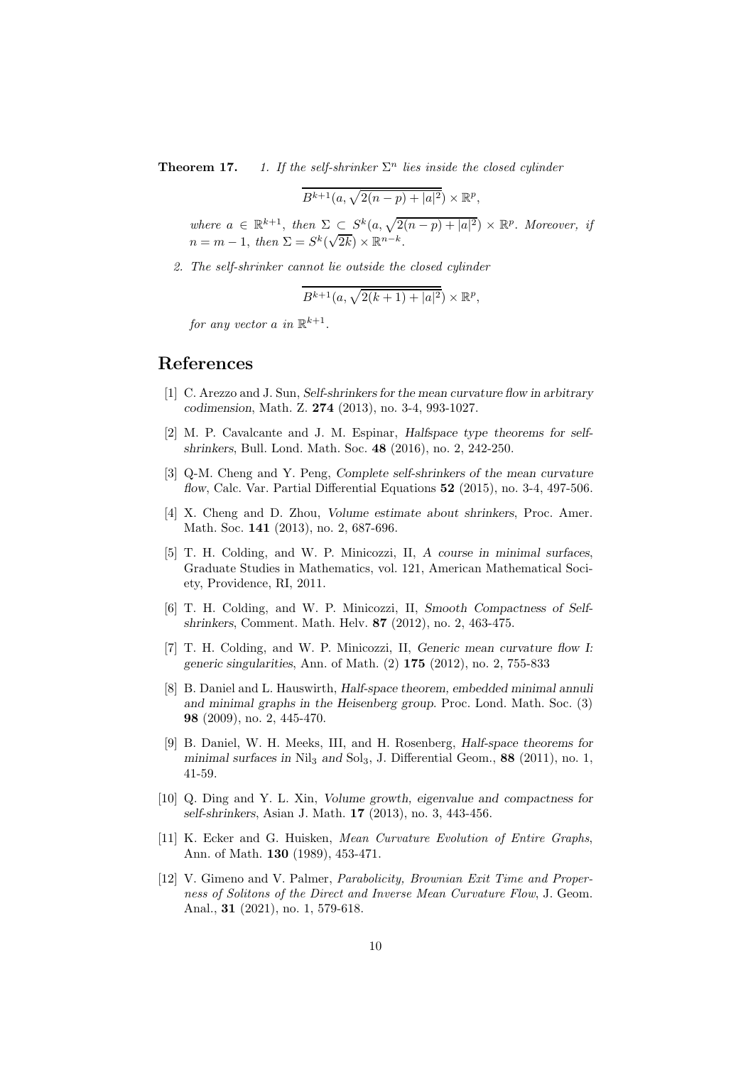**Theorem 17.** 1. *If the self-shrinker $\Sigma^n$ lies inside the closed cylinder*

$$\overline{B^{k+1}(a, \sqrt{2(n-p)+|a|^2})} \times \mathbb{R}^p,$$

*where $a \in \mathbb{R}^{k+1}$, then $\Sigma \subset S^k(a, \sqrt{2(n-p)+|a|^2}) \times \mathbb{R}^p$. Moreover, if $n = m-1$, then $\Sigma = S^k(\sqrt{2k}) \times \mathbb{R}^{n-k}$.*

2. *The self-shrinker cannot lie outside the closed cylinder*

$$\overline{B^{k+1}(a, \sqrt{2(k+1)+|a|^2})} \times \mathbb{R}^p,$$

*for any vector $a$ in $\mathbb{R}^{k+1}$.*

## References

[1] C. Arezzo and J. Sun, *Self-shrinkers for the mean curvature flow in arbitrary codimension*, Math. Z. **274** (2013), no. 3-4, 993-1027.

[2] M. P. Cavalcante and J. M. Espinar, *Halfspace type theorems for self-shrinkers*, Bull. Lond. Math. Soc. **48** (2016), no. 2, 242-250.

[3] Q-M. Cheng and Y. Peng, *Complete self-shrinkers of the mean curvature flow*, Calc. Var. Partial Differential Equations **52** (2015), no. 3-4, 497-506.

[4] X. Cheng and D. Zhou, *Volume estimate about shrinkers*, Proc. Amer. Math. Soc. **141** (2013), no. 2, 687-696.

[5] T. H. Colding, and W. P. Minicozzi, II, *A course in minimal surfaces*, Graduate Studies in Mathematics, vol. 121, American Mathematical Society, Providence, RI, 2011.

[6] T. H. Colding, and W. P. Minicozzi, II, *Smooth Compactness of Self-shrinkers*, Comment. Math. Helv. **87** (2012), no. 2, 463-475.

[7] T. H. Colding, and W. P. Minicozzi, II, *Generic mean curvature flow I: generic singularities*, Ann. of Math. (2) **175** (2012), no. 2, 755-833

[8] B. Daniel and L. Hauswirth, *Half-space theorem, embedded minimal annuli and minimal graphs in the Heisenberg group*. Proc. Lond. Math. Soc. (3) **98** (2009), no. 2, 445-470.

[9] B. Daniel, W. H. Meeks, III, and H. Rosenberg, *Half-space theorems for minimal surfaces in* $\mathrm{Nil}_3$ *and* $\mathrm{Sol}_3$, J. Differential Geom., **88** (2011), no. 1, 41-59.

[10] Q. Ding and Y. L. Xin, *Volume growth, eigenvalue and compactness for self-shrinkers*, Asian J. Math. **17** (2013), no. 3, 443-456.

[11] K. Ecker and G. Huisken, *Mean Curvature Evolution of Entire Graphs*, Ann. of Math. **130** (1989), 453-471.

[12] V. Gimeno and V. Palmer, *Parabolicity, Brownian Exit Time and Properness of Solitons of the Direct and Inverse Mean Curvature Flow*, J. Geom. Anal., **31** (2021), no. 1, 579-618.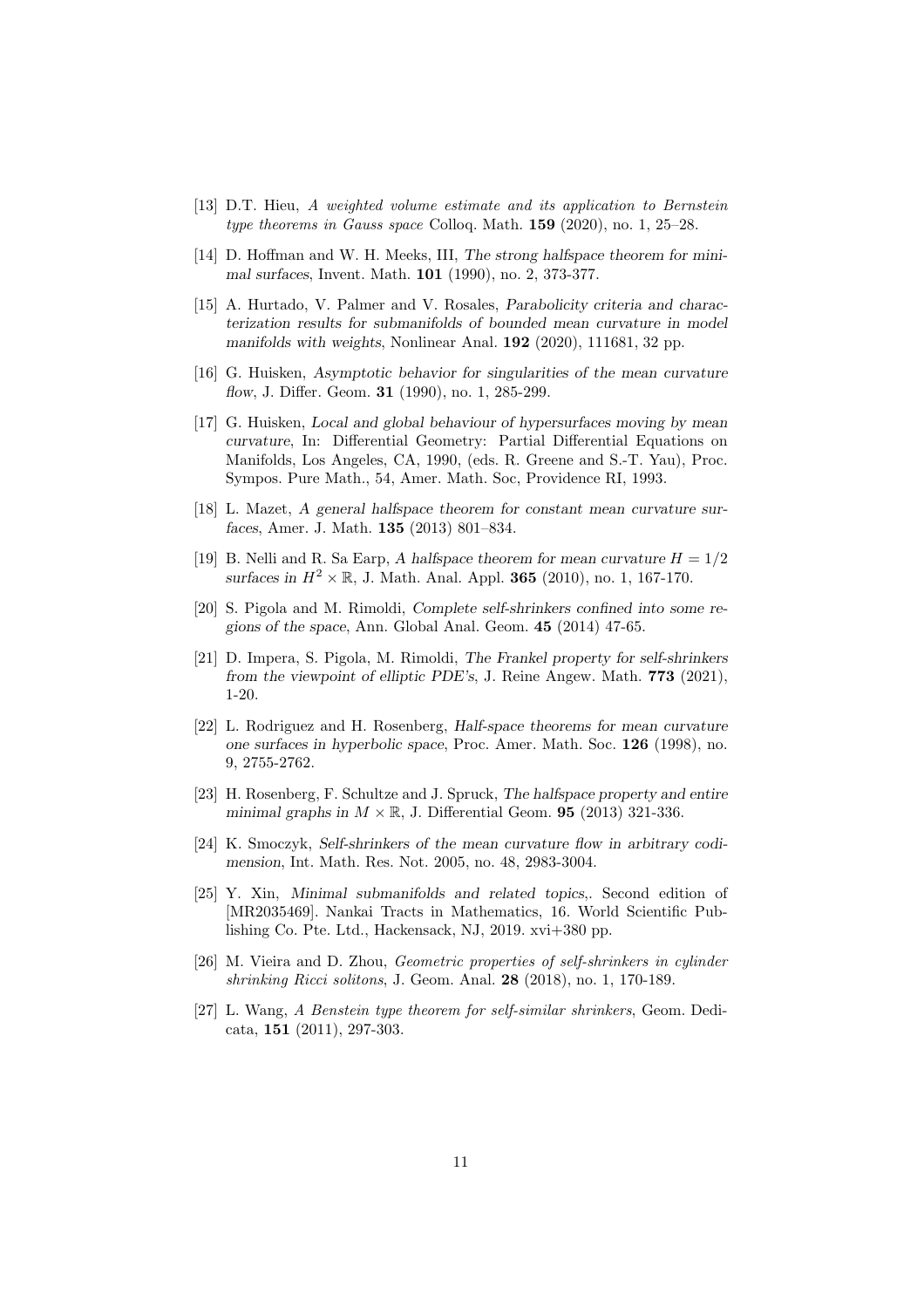- [13] D.T. Hieu, *A weighted volume estimate and its application to Bernstein type theorems in Gauss space* Colloq. Math. **159** (2020), no. 1, 25–28.
- [14] D. Hoffman and W. H. Meeks, III, *The strong halfspace theorem for minimal surfaces*, Invent. Math. **101** (1990), no. 2, 373-377.
- [15] A. Hurtado, V. Palmer and V. Rosales, *Parabolicity criteria and characterization results for submanifolds of bounded mean curvature in model manifolds with weights*, Nonlinear Anal. **192** (2020), 111681, 32 pp.
- [16] G. Huisken, *Asymptotic behavior for singularities of the mean curvature flow*, J. Differ. Geom. **31** (1990), no. 1, 285-299.
- [17] G. Huisken, *Local and global behaviour of hypersurfaces moving by mean curvature*, In: Differential Geometry: Partial Differential Equations on Manifolds, Los Angeles, CA, 1990, (eds. R. Greene and S.-T. Yau), Proc. Sympos. Pure Math., 54, Amer. Math. Soc, Providence RI, 1993.
- [18] L. Mazet, *A general halfspace theorem for constant mean curvature surfaces*, Amer. J. Math. **135** (2013) 801–834.
- [19] B. Nelli and R. Sa Earp, *A halfspace theorem for mean curvature $H = 1/2$ surfaces in $H^2 \times \mathbb{R}$*, J. Math. Anal. Appl. **365** (2010), no. 1, 167-170.
- [20] S. Pigola and M. Rimoldi, *Complete self-shrinkers confined into some regions of the space*, Ann. Global Anal. Geom. **45** (2014) 47-65.
- [21] D. Impera, S. Pigola, M. Rimoldi, *The Frankel property for self-shrinkers from the viewpoint of elliptic PDE's*, J. Reine Angew. Math. **773** (2021), 1-20.
- [22] L. Rodriguez and H. Rosenberg, *Half-space theorems for mean curvature one surfaces in hyperbolic space*, Proc. Amer. Math. Soc. **126** (1998), no. 9, 2755-2762.
- [23] H. Rosenberg, F. Schultze and J. Spruck, *The halfspace property and entire minimal graphs in $M \times \mathbb{R}$*, J. Differential Geom. **95** (2013) 321-336.
- [24] K. Smoczyk, *Self-shrinkers of the mean curvature flow in arbitrary codimension*, Int. Math. Res. Not. 2005, no. 48, 2983-3004.
- [25] Y. Xin, *Minimal submanifolds and related topics*,. Second edition of [MR2035469]. Nankai Tracts in Mathematics, 16. World Scientific Publishing Co. Pte. Ltd., Hackensack, NJ, 2019. xvi+380 pp.
- [26] M. Vieira and D. Zhou, *Geometric properties of self-shrinkers in cylinder shrinking Ricci solitons*, J. Geom. Anal. **28** (2018), no. 1, 170-189.
- [27] L. Wang, *A Benstein type theorem for self-similar shrinkers*, Geom. Dedicata, **151** (2011), 297-303.